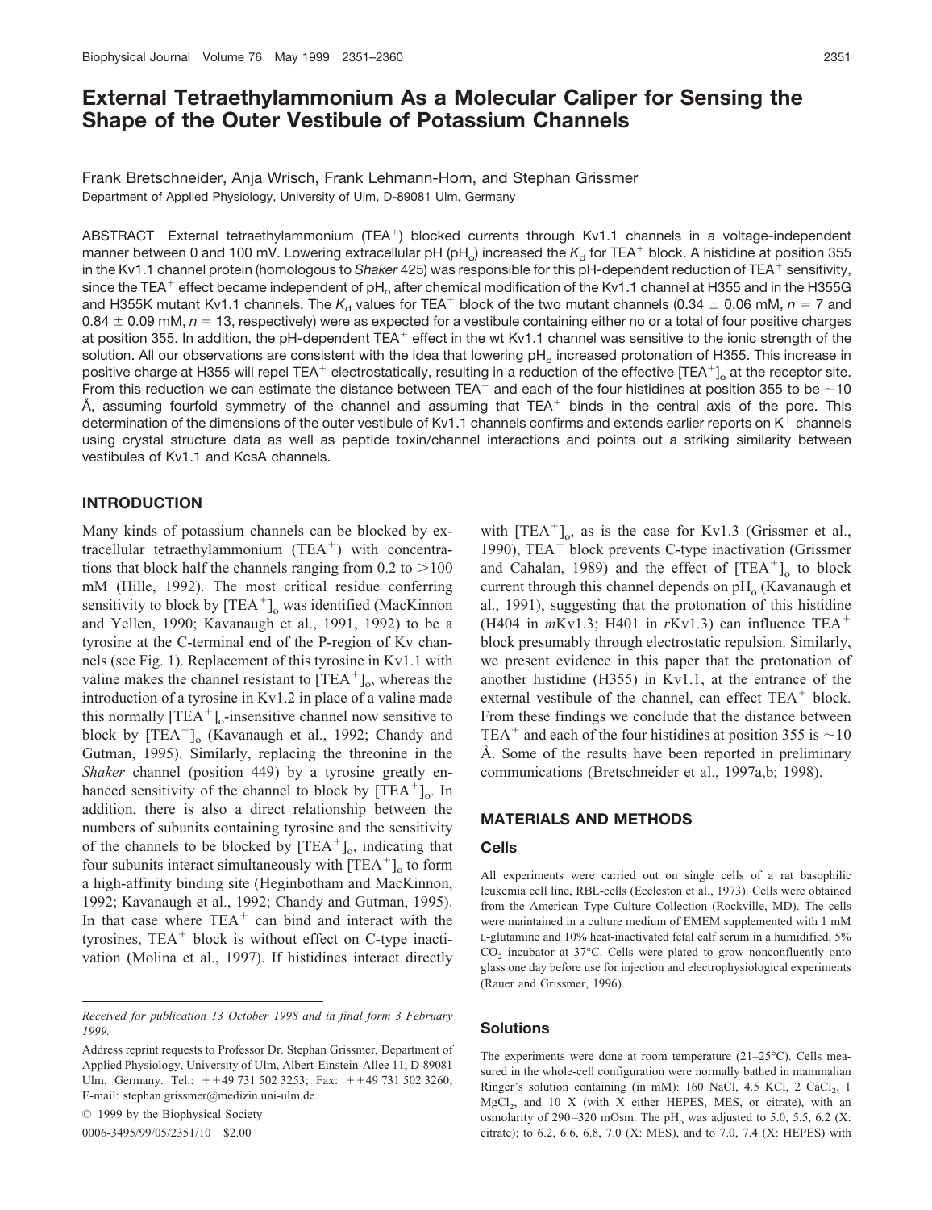# External Tetraethylammonium As a Molecular Caliper for Sensing the Shape of the Outer Vestibule of Potassium Channels

Frank Bretschneider, Anja Wrisch, Frank Lehmann-Horn, and Stephan Grissmer

Department of Applied Physiology, University of Ulm, D-89081 Ulm, Germany

ABSTRACT External tetraethylammonium ($TEA^+$) blocked currents through Kv1.1 channels in a voltage-independent manner between 0 and 100 mV. Lowering extracellular pH ($pH_o$) increased the $K_d$ for $TEA^+$ block. A histidine at position 355 in the Kv1.1 channel protein (homologous to *Shaker* 425) was responsible for this pH-dependent reduction of $TEA^+$ sensitivity, since the $TEA^+$ effect became independent of $pH_o$ after chemical modification of the Kv1.1 channel at H355 and in the H355G and H355K mutant Kv1.1 channels. The $K_d$ values for $TEA^+$ block of the two mutant channels (0.34 ± 0.06 mM, $n = 7$ and 0.84 ± 0.09 mM, $n = 13$, respectively) were as expected for a vestibule containing either no or a total of four positive charges at position 355. In addition, the pH-dependent $TEA^+$ effect in the wt Kv1.1 channel was sensitive to the ionic strength of the solution. All our observations are consistent with the idea that lowering $pH_o$ increased protonation of H355. This increase in positive charge at H355 will repel $TEA^+$ electrostatically, resulting in a reduction of the effective $[TEA^+]_o$ at the receptor site. From this reduction we can estimate the distance between $TEA^+$ and each of the four histidines at position 355 to be ~10 Å, assuming fourfold symmetry of the channel and assuming that $TEA^+$ binds in the central axis of the pore. This determination of the dimensions of the outer vestibule of Kv1.1 channels confirms and extends earlier reports on $K^+$ channels using crystal structure data as well as peptide toxin/channel interactions and points out a striking similarity between vestibules of Kv1.1 and KcsA channels.

## INTRODUCTION

Many kinds of potassium channels can be blocked by extracellular tetraethylammonium ($TEA^+$) with concentrations that block half the channels ranging from 0.2 to >100 mM (Hille, 1992). The most critical residue conferring sensitivity to block by $[TEA^+]_o$ was identified (MacKinnon and Yellen, 1990; Kavanaugh et al., 1991, 1992) to be a tyrosine at the C-terminal end of the P-region of Kv channels (see Fig. 1). Replacement of this tyrosine in Kv1.1 with valine makes the channel resistant to $[TEA^+]_o$, whereas the introduction of a tyrosine in Kv1.2 in place of a valine made this normally $[TEA^+]_o$-insensitive channel now sensitive to block by $[TEA^+]_o$ (Kavanaugh et al., 1992; Chandy and Gutman, 1995). Similarly, replacing the threonine in the *Shaker* channel (position 449) by a tyrosine greatly enhanced sensitivity of the channel to block by $[TEA^+]_o$. In addition, there is also a direct relationship between the numbers of subunits containing tyrosine and the sensitivity of the channels to be blocked by $[TEA^+]_o$, indicating that four subunits interact simultaneously with $[TEA^+]_o$ to form a high-affinity binding site (Heginbotham and MacKinnon, 1992; Kavanaugh et al., 1992; Chandy and Gutman, 1995). In that case where $TEA^+$ can bind and interact with the tyrosines, $TEA^+$ block is without effect on C-type inactivation (Molina et al., 1997). If histidines interact directly with $[TEA^+]_o$, as is the case for Kv1.3 (Grissmer et al., 1990), $TEA^+$ block prevents C-type inactivation (Grissmer and Cahalan, 1989) and the effect of $[TEA^+]_o$ to block current through this channel depends on $pH_o$ (Kavanaugh et al., 1991), suggesting that the protonation of this histidine (H404 in *m*Kv1.3; H401 in *r*Kv1.3) can influence $TEA^+$ block presumably through electrostatic repulsion. Similarly, we present evidence in this paper that the protonation of another histidine (H355) in Kv1.1, at the entrance of the external vestibule of the channel, can effect $TEA^+$ block. From these findings we conclude that the distance between $TEA^+$ and each of the four histidines at position 355 is ~10 Å. Some of the results have been reported in preliminary communications (Bretschneider et al., 1997a,b; 1998).

## MATERIALS AND METHODS

### Cells

All experiments were carried out on single cells of a rat basophilic leukemia cell line, RBL-cells (Eccleston et al., 1973). Cells were obtained from the American Type Culture Collection (Rockville, MD). The cells were maintained in a culture medium of EMEM supplemented with 1 mM L-glutamine and 10% heat-inactivated fetal calf serum in a humidified, 5% $CO_2$ incubator at 37°C. Cells were plated to grow nonconfluently onto glass one day before use for injection and electrophysiological experiments (Rauer and Grissmer, 1996).

### Solutions

The experiments were done at room temperature (21–25°C). Cells measured in the whole-cell configuration were normally bathed in mammalian Ringer's solution containing (in mM): 160 NaCl, 4.5 KCl, 2 $CaCl_2$, 1 $MgCl_2$, and 10 X (with X either HEPES, MES, or citrate), with an osmolarity of 290–320 mOsm. The $pH_o$ was adjusted to 5.0, 5.5, 6.2 (X: citrate); to 6.2, 6.6, 6.8, 7.0 (X: MES), and to 7.0, 7.4 (X: HEPES) with

---

*Received for publication 13 October 1998 and in final form 3 February 1999.*

Address reprint requests to Professor Dr. Stephan Grissmer, Department of Applied Physiology, University of Ulm, Albert-Einstein-Allee 11, D-89081 Ulm, Germany. Tel.: ++49 731 502 3253; Fax: ++49 731 502 3260; E-mail: stephan.grissmer@medizin.uni-ulm.de.

© 1999 by the Biophysical Society

0006-3495/99/05/2351/10 $2.00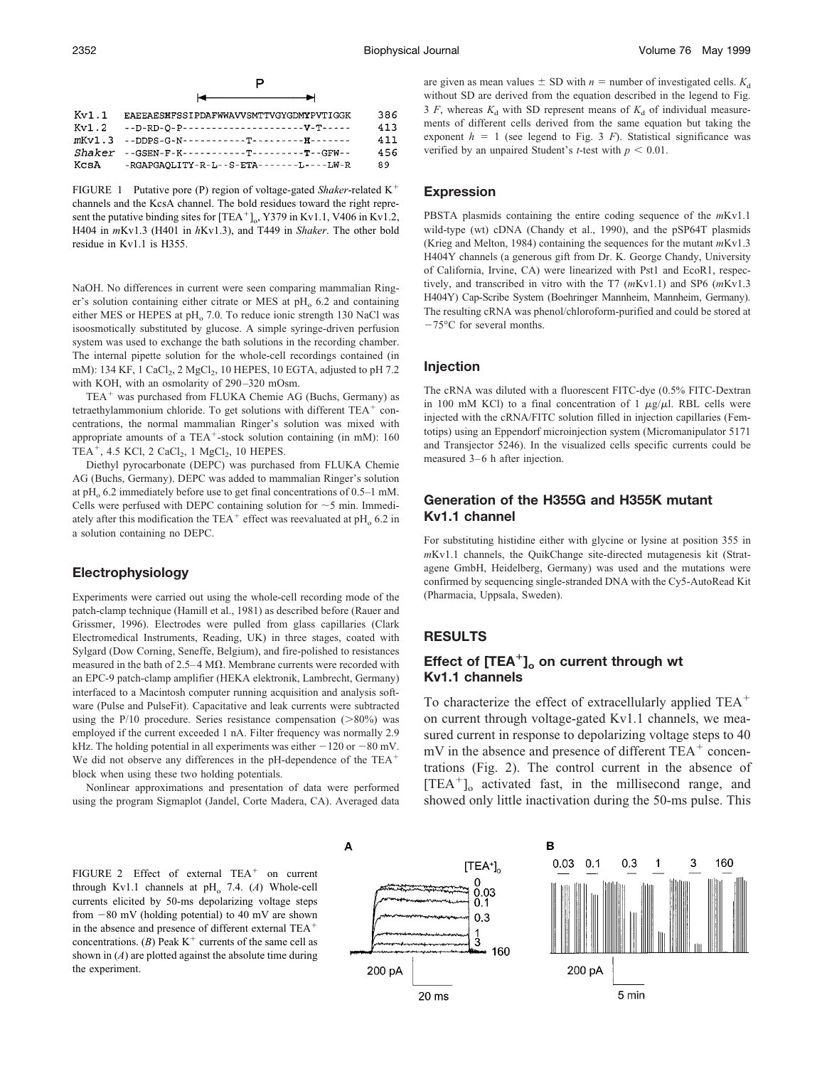```
                    P
          |<-------------------->|
Kv1.1   EAEEAESHFSSIPDAFWWAVVSMTTVGYGDMYPVTIGGK    386
Kv1.2   --D-RD-Q-P---------------------V-T-----    413
mKv1.3  --DDPS-G-N----------T---------H--------    411
Shaker  --GSEN-F-K----------T---------T--GFW--     456
KcsA    -RGAPGAQLITY-R-L--S-ETA-------L----LW-R    89
```

FIGURE 1 Putative pore (P) region of voltage-gated *Shaker*-related $K^+$ channels and the KcsA channel. The bold residues toward the right represent the putative binding sites for $[TEA^+]_o$, Y379 in Kv1.1, V406 in Kv1.2, H404 in *m*Kv1.3 (H401 in *h*Kv1.3), and T449 in *Shaker*. The other bold residue in Kv1.1 is H355.

NaOH. No differences in current were seen comparing mammalian Ringer's solution containing either citrate or MES at $pH_o$ 6.2 and containing either MES or HEPES at $pH_o$ 7.0. To reduce ionic strength 130 NaCl was isoosmotically substituted by glucose. A simple syringe-driven perfusion system was used to exchange the bath solutions in the recording chamber. The internal pipette solution for the whole-cell recordings contained (in mM): 134 KF, 1 $CaCl_2$, 2 $MgCl_2$, 10 HEPES, 10 EGTA, adjusted to pH 7.2 with KOH, with an osmolarity of 290–320 mOsm.

$TEA^+$ was purchased from FLUKA Chemie AG (Buchs, Germany) as tetraethylammonium chloride. To get solutions with different $TEA^+$ concentrations, the normal mammalian Ringer's solution was mixed with appropriate amounts of a $TEA^+$-stock solution containing (in mM): 160 $TEA^+$, 4.5 KCl, 2 $CaCl_2$, 1 $MgCl_2$, 10 HEPES.

Diethyl pyrocarbonate (DEPC) was purchased from FLUKA Chemie AG (Buchs, Germany). DEPC was added to mammalian Ringer's solution at $pH_o$ 6.2 immediately before use to get final concentrations of 0.5–1 mM. Cells were perfused with DEPC containing solution for ~5 min. Immediately after this modification the $TEA^+$ effect was reevaluated at $pH_o$ 6.2 in a solution containing no DEPC.

## Electrophysiology

Experiments were carried out using the whole-cell recording mode of the patch-clamp technique (Hamill et al., 1981) as described before (Rauer and Grissmer, 1996). Electrodes were pulled from glass capillaries (Clark Electromedical Instruments, Reading, UK) in three stages, coated with Sylgard (Dow Corning, Seneffe, Belgium), and fire-polished to resistances measured in the bath of 2.5–4 MΩ. Membrane currents were recorded with an EPC-9 patch-clamp amplifier (HEKA elektronik, Lambrecht, Germany) interfaced to a Macintosh computer running acquisition and analysis software (Pulse and PulseFit). Capacitative and leak currents were subtracted using the P/10 procedure. Series resistance compensation (>80%) was employed if the current exceeded 1 nA. Filter frequency was normally 2.9 kHz. The holding potential in all experiments was either −120 or −80 mV. We did not observe any differences in the pH-dependence of the $TEA^+$ block when using these two holding potentials.

Nonlinear approximations and presentation of data were performed using the program Sigmaplot (Jandel, Corte Madera, CA). Averaged data are given as mean values ± SD with $n$ = number of investigated cells. $K_d$ without SD are derived from the equation described in the legend to Fig. 3 *F*, whereas $K_d$ with SD represent means of $K_d$ of individual measurements of different cells derived from the same equation but taking the exponent $h = 1$ (see legend to Fig. 3 *F*). Statistical significance was verified by an unpaired Student's *t*-test with $p < 0.01$.

## Expression

PBSTA plasmids containing the entire coding sequence of the *m*Kv1.1 wild-type (wt) cDNA (Chandy et al., 1990), and the pSP64T plasmids (Krieg and Melton, 1984) containing the sequences for the mutant *m*Kv1.3 H404Y channels (a generous gift from Dr. K. George Chandy, University of California, Irvine, CA) were linearized with Pst1 and EcoR1, respectively, and transcribed in vitro with the T7 (*m*Kv1.1) and SP6 (*m*Kv1.3 H404Y) Cap-Scribe System (Boehringer Mannheim, Mannheim, Germany). The resulting cRNA was phenol/chloroform-purified and could be stored at −75°C for several months.

## Injection

The cRNA was diluted with a fluorescent FITC-dye (0.5% FITC-Dextran in 100 mM KCl) to a final concentration of 1 μg/μl. RBL cells were injected with the cRNA/FITC solution filled in injection capillaries (Femtotips) using an Eppendorf microinjection system (Micromanipulator 5171 and Transjector 5246). In the visualized cells specific currents could be measured 3–6 h after injection.

## Generation of the H355G and H355K mutant Kv1.1 channel

For substituting histidine either with glycine or lysine at position 355 in *m*Kv1.1 channels, the QuikChange site-directed mutagenesis kit (Stratagene GmbH, Heidelberg, Germany) was used and the mutations were confirmed by sequencing single-stranded DNA with the Cy5-AutoRead Kit (Pharmacia, Uppsala, Sweden).

# RESULTS

## Effect of $[TEA^+]_o$ on current through wt Kv1.1 channels

To characterize the effect of extracellularly applied $TEA^+$ on current through voltage-gated Kv1.1 channels, we measured current in response to depolarizing voltage steps to 40 mV in the absence and presence of different $TEA^+$ concentrations (Fig. 2). The control current in the absence of $[TEA^+]_o$ activated fast, in the millisecond range, and showed only little inactivation during the 50-ms pulse. This

FIGURE 2 Effect of external $TEA^+$ on current through Kv1.1 channels at $pH_o$ 7.4. (*A*) Whole-cell currents elicited by 50-ms depolarizing voltage steps from −80 mV (holding potential) to 40 mV are shown in the absence and presence of different external $TEA^+$ concentrations. (*B*) Peak $K^+$ currents of the same cell as shown in (*A*) are plotted against the absolute time during the experiment.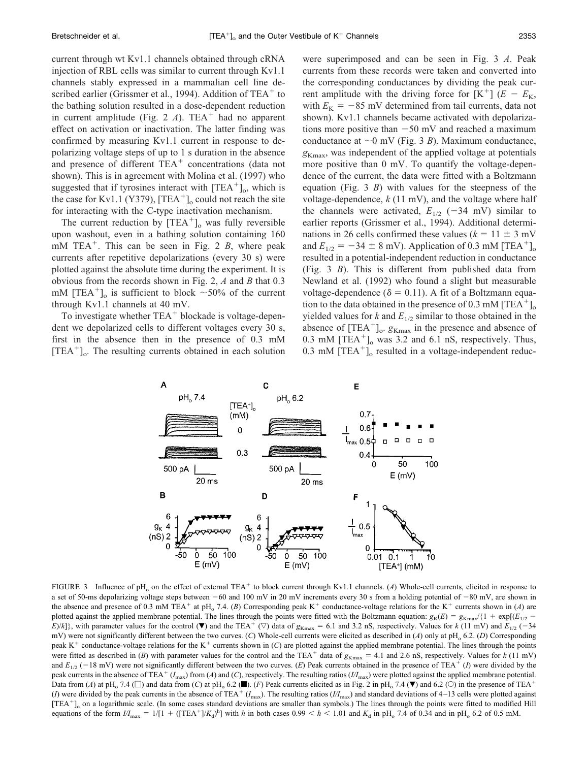current through wt Kv1.1 channels obtained through cRNA injection of RBL cells was similar to current through Kv1.1 channels stably expressed in a mammalian cell line described earlier (Grissmer et al., 1994). Addition of $TEA^+$ to the bathing solution resulted in a dose-dependent reduction in current amplitude (Fig. 2 *A*). $TEA^+$ had no apparent effect on activation or inactivation. The latter finding was confirmed by measuring Kv1.1 current in response to depolarizing voltage steps of up to 1 s duration in the absence and presence of different $TEA^+$ concentrations (data not shown). This is in agreement with Molina et al. (1997) who suggested that if tyrosines interact with $[TEA^+]_o$, which is the case for Kv1.1 (Y379), $[TEA^+]_o$ could not reach the site for interacting with the C-type inactivation mechanism.

The current reduction by $[TEA^+]_o$ was fully reversible upon washout, even in a bathing solution containing 160 mM $TEA^+$. This can be seen in Fig. 2 *B*, where peak currents after repetitive depolarizations (every 30 s) were plotted against the absolute time during the experiment. It is obvious from the records shown in Fig. 2, *A* and *B* that 0.3 mM $[TEA^+]_o$ is sufficient to block ~50% of the current through Kv1.1 channels at 40 mV.

To investigate whether $TEA^+$ blockade is voltage-dependent we depolarized cells to different voltages every 30 s, first in the absence then in the presence of 0.3 mM $[TEA^+]_o$. The resulting currents obtained in each solution were superimposed and can be seen in Fig. 3 *A*. Peak currents from these records were taken and converted into the corresponding conductances by dividing the peak current amplitude with the driving force for $[K^+]$ ($E - E_K$, with $E_K = -85$ mV determined from tail currents, data not shown). Kv1.1 channels became activated with depolarizations more positive than −50 mV and reached a maximum conductance at ~0 mV (Fig. 3 *B*). Maximum conductance, $g_{Kmax}$, was independent of the applied voltage at potentials more positive than 0 mV. To quantify the voltage-dependence of the current, the data were fitted with a Boltzmann equation (Fig. 3 *B*) with values for the steepness of the voltage-dependence, $k$ (11 mV), and the voltage where half the channels were activated, $E_{1/2}$ (−34 mV) similar to earlier reports (Grissmer et al., 1994). Additional determinations in 26 cells confirmed these values ($k = 11 \pm 3$ mV and $E_{1/2} = -34 \pm 8$ mV). Application of 0.3 mM $[TEA^+]_o$ resulted in a potential-independent reduction in conductance (Fig. 3 *B*). This is different from published data from Newland et al. (1992) who found a slight but measurable voltage-dependence ($\delta = 0.11$). A fit of a Boltzmann equation to the data obtained in the presence of 0.3 mM $[TEA^+]_o$ yielded values for $k$ and $E_{1/2}$ similar to those obtained in the absence of $[TEA^+]_o$. $g_{Kmax}$ in the presence and absence of 0.3 mM $[TEA^+]_o$ was 3.2 and 6.1 nS, respectively. Thus, 0.3 mM $[TEA^+]_o$ resulted in a voltage-independent reduc-

FIGURE 3 Influence of $pH_o$ on the effect of external $TEA^+$ to block current through Kv1.1 channels. (*A*) Whole-cell currents, elicited in response to a set of 50-ms depolarizing voltage steps between −60 and 100 mV in 20 mV increments every 30 s from a holding potential of −80 mV, are shown in the absence and presence of 0.3 mM $TEA^+$ at $pH_o$ 7.4. (*B*) Corresponding peak $K^+$ conductance-voltage relations for the $K^+$ currents shown in (*A*) are plotted against the applied membrane potential. The lines through the points were fitted with the Boltzmann equation: $g_K(E) = g_{Kmax}/\{1 + \exp[(E_{1/2} - E)/k]\}$, with parameter values for the control (▼) and the $TEA^+$ (▽) data of $g_{Kmax} = 6.1$ and 3.2 nS, respectively. Values for $k$ (11 mV) and $E_{1/2}$ (−34 mV) were not significantly different between the two curves. (*C*) Whole-cell currents were elicited as described in (*A*) only at $pH_o$ 6.2. (*D*) Corresponding peak $K^+$ conductance-voltage relations for the $K^+$ currents shown in (*C*) are plotted against the applied membrane potential. The lines through the points were fitted as described in (*B*) with parameter values for the control and the $TEA^+$ data of $g_{Kmax} = 4.1$ and 2.6 nS, respectively. Values for $k$ (11 mV) and $E_{1/2}$ (−18 mV) were not significantly different between the two curves. (*E*) Peak currents obtained in the presence of $TEA^+$ ($I$) were divided by the peak currents in the absence of $TEA^+$ ($I_{max}$) from (*A*) and (*C*), respectively. The resulting ratios ($I/I_{max}$) were plotted against the applied membrane potential. Data from (*A*) at $pH_o$ 7.4 (□) and data from (*C*) at $pH_o$ 6.2 (■). (*F*) Peak currents elicited as in Fig. 2 in $pH_o$ 7.4 (▼) and 6.2 (○) in the presence of $TEA^+$ ($I$) were divided by the peak currents in the absence of $TEA^+$ ($I_{max}$). The resulting ratios ($I/I_{max}$) and standard deviations of 4–13 cells were plotted against $[TEA^+]_o$ on a logarithmic scale. (In some cases standard deviations are smaller than symbols.) The lines through the points were fitted to modified Hill equations of the form $I/I_{max} = 1/[1 + ([TEA^+]/K_d)^h]$ with $h$ in both cases $0.99 < h < 1.01$ and $K_d$ in $pH_o$ 7.4 of 0.34 and in $pH_o$ 6.2 of 0.5 mM.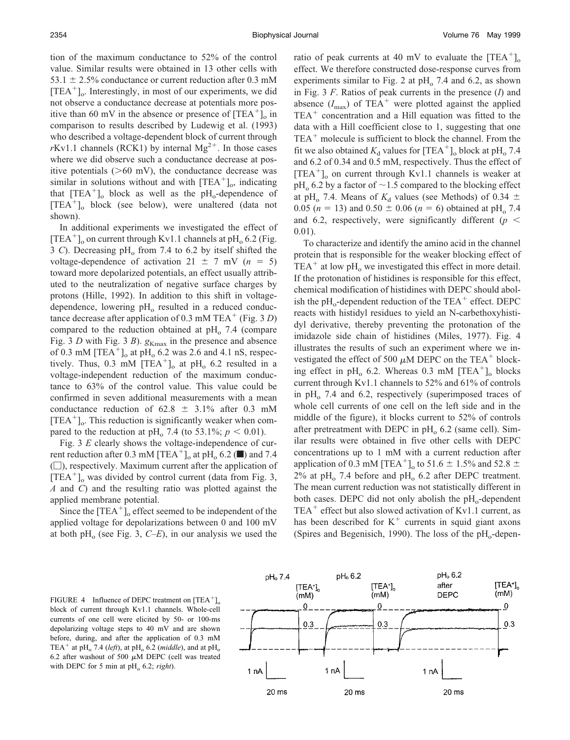tion of the maximum conductance to 52% of the control value. Similar results were obtained in 13 other cells with 53.1 ± 2.5% conductance or current reduction after 0.3 mM $[TEA^+]_o$. Interestingly, in most of our experiments, we did not observe a conductance decrease at potentials more positive than 60 mV in the absence or presence of $[TEA^+]_o$ in comparison to results described by Ludewig et al. (1993) who described a voltage-dependent block of current through *r*Kv1.1 channels (RCK1) by internal $Mg^{2+}$. In those cases where we did observe such a conductance decrease at positive potentials (>60 mV), the conductance decrease was similar in solutions without and with $[TEA^+]_o$, indicating that $[TEA^+]_o$ block as well as the $pH_o$-dependence of $[TEA^+]_o$ block (see below), were unaltered (data not shown).

In additional experiments we investigated the effect of $[TEA^+]_o$ on current through Kv1.1 channels at $pH_o$ 6.2 (Fig. 3 *C*). Decreasing $pH_o$ from 7.4 to 6.2 by itself shifted the voltage-dependence of activation 21 ± 7 mV ($n = 5$) toward more depolarized potentials, an effect usually attributed to the neutralization of negative surface charges by protons (Hille, 1992). In addition to this shift in voltage-dependence, lowering $pH_o$ resulted in a reduced conductance decrease after application of 0.3 mM $TEA^+$ (Fig. 3 *D*) compared to the reduction obtained at $pH_o$ 7.4 (compare Fig. 3 *D* with Fig. 3 *B*). $g_{Kmax}$ in the presence and absence of 0.3 mM $[TEA^+]_o$ at $pH_o$ 6.2 was 2.6 and 4.1 nS, respectively. Thus, 0.3 mM $[TEA^+]_o$ at $pH_o$ 6.2 resulted in a voltage-independent reduction of the maximum conductance to 63% of the control value. This value could be confirmed in seven additional measurements with a mean conductance reduction of 62.8 ± 3.1% after 0.3 mM $[TEA^+]_o$. This reduction is significantly weaker when compared to the reduction at $pH_o$ 7.4 (to 53.1%; $p < 0.01$).

Fig. 3 *E* clearly shows the voltage-independence of current reduction after 0.3 mM $[TEA^+]_o$ at $pH_o$ 6.2 (■) and 7.4 (□), respectively. Maximum current after the application of $[TEA^+]_o$ was divided by control current (data from Fig. 3, *A* and *C*) and the resulting ratio was plotted against the applied membrane potential.

Since the $[TEA^+]_o$ effect seemed to be independent of the applied voltage for depolarizations between 0 and 100 mV at both $pH_o$ (see Fig. 3, *C–E*), in our analysis we used the ratio of peak currents at 40 mV to evaluate the $[TEA^+]_o$ effect. We therefore constructed dose-response curves from experiments similar to Fig. 2 at $pH_o$ 7.4 and 6.2, as shown in Fig. 3 *F*. Ratios of peak currents in the presence (*I*) and absence ($I_{max}$) of $TEA^+$ were plotted against the applied $TEA^+$ concentration and a Hill equation was fitted to the data with a Hill coefficient close to 1, suggesting that one $TEA^+$ molecule is sufficient to block the channel. From the fit we also obtained $K_d$ values for $[TEA^+]_o$ block at $pH_o$ 7.4 and 6.2 of 0.34 and 0.5 mM, respectively. Thus the effect of $[TEA^+]_o$ on current through Kv1.1 channels is weaker at $pH_o$ 6.2 by a factor of ~1.5 compared to the blocking effect at $pH_o$ 7.4. Means of $K_d$ values (see Methods) of 0.34 ± 0.05 ($n = 13$) and 0.50 ± 0.06 ($n = 6$) obtained at $pH_o$ 7.4 and 6.2, respectively, were significantly different ($p < 0.01$).

To characterize and identify the amino acid in the channel protein that is responsible for the weaker blocking effect of $TEA^+$ at low $pH_o$ we investigated this effect in more detail. If the protonation of histidines is responsible for this effect, chemical modification of histidines with DEPC should abolish the $pH_o$-dependent reduction of the $TEA^+$ effect. DEPC reacts with histidyl residues to yield an N-carbethoxyhistidyl derivative, thereby preventing the protonation of the imidazole side chain of histidines (Miles, 1977). Fig. 4 illustrates the results of such an experiment where we investigated the effect of 500 μM DEPC on the $TEA^+$ blocking effect in $pH_o$ 6.2. Whereas 0.3 mM $[TEA^+]_o$ blocks current through Kv1.1 channels to 52% and 61% of controls in $pH_o$ 7.4 and 6.2, respectively (superimposed traces of whole cell currents of one cell on the left side and in the middle of the figure), it blocks current to 52% of controls after pretreatment with DEPC in $pH_o$ 6.2 (same cell). Similar results were obtained in five other cells with DEPC concentrations up to 1 mM with a current reduction after application of 0.3 mM $[TEA^+]_o$ to 51.6 ± 1.5% and 52.8 ± 2% at $pH_o$ 7.4 before and $pH_o$ 6.2 after DEPC treatment. The mean current reduction was not statistically different in both cases. DEPC did not only abolish the $pH_o$-dependent $TEA^+$ effect but also slowed activation of Kv1.1 current, as has been described for $K^+$ currents in squid giant axons (Spires and Begenisich, 1990). The loss of the $pH_o$-depen-

FIGURE 4 Influence of DEPC treatment on $[TEA^+]_o$ block of current through Kv1.1 channels. Whole-cell currents of one cell were elicited by 50- or 100-ms depolarizing voltage steps to 40 mV and are shown before, during, and after the application of 0.3 mM $TEA^+$ at $pH_o$ 7.4 (*left*), at $pH_o$ 6.2 (*middle*), and at $pH_o$ 6.2 after washout of 500 μM DEPC (cell was treated with DEPC for 5 min at $pH_o$ 6.2; *right*).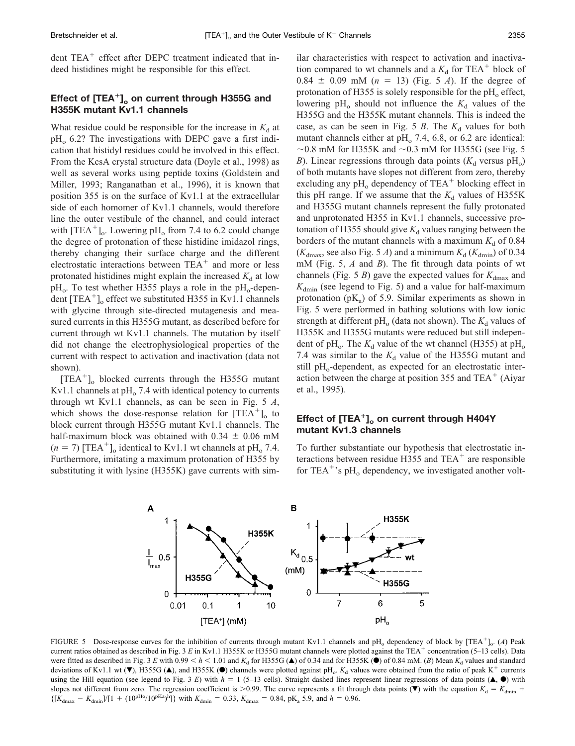dent $TEA^+$ effect after DEPC treatment indicated that indeed histidines might be responsible for this effect.

## Effect of $[TEA^+]_o$ on current through H355G and H355K mutant Kv1.1 channels

What residue could be responsible for the increase in $K_d$ at $pH_o$ 6.2? The investigations with DEPC gave a first indication that histidyl residues could be involved in this effect. From the KcsA crystal structure data (Doyle et al., 1998) as well as several works using peptide toxins (Goldstein and Miller, 1993; Ranganathan et al., 1996), it is known that position 355 is on the surface of Kv1.1 at the extracellular side of each homomer of Kv1.1 channels, would therefore line the outer vestibule of the channel, and could interact with $[TEA^+]_o$. Lowering $pH_o$ from 7.4 to 6.2 could change the degree of protonation of these histidine imidazol rings, thereby changing their surface charge and the different electrostatic interactions between $TEA^+$ and more or less protonated histidines might explain the increased $K_d$ at low $pH_o$. To test whether H355 plays a role in the $pH_o$-dependent $[TEA^+]_o$ effect we substituted H355 in Kv1.1 channels with glycine through site-directed mutagenesis and measured currents in this H355G mutant, as described before for current through wt Kv1.1 channels. The mutation by itself did not change the electrophysiological properties of the current with respect to activation and inactivation (data not shown).

$[TEA^+]_o$ blocked currents through the H355G mutant Kv1.1 channels at $pH_o$ 7.4 with identical potency to currents through wt Kv1.1 channels, as can be seen in Fig. 5 *A*, which shows the dose-response relation for $[TEA^+]_o$ to block current through H355G mutant Kv1.1 channels. The half-maximum block was obtained with 0.34 ± 0.06 mM ($n$ = 7) $[TEA^+]_o$ identical to Kv1.1 wt channels at $pH_o$ 7.4. Furthermore, imitating a maximum protonation of H355 by substituting it with lysine (H355K) gave currents with similar characteristics with respect to activation and inactivation compared to wt channels and a $K_d$ for $TEA^+$ block of 0.84 ± 0.09 mM ($n$ = 13) (Fig. 5 *A*). If the degree of protonation of H355 is solely responsible for the $pH_o$ effect, lowering $pH_o$ should not influence the $K_d$ values of the H355G and the H355K mutant channels. This is indeed the case, as can be seen in Fig. 5 *B*. The $K_d$ values for both mutant channels either at $pH_o$ 7.4, 6.8, or 6.2 are identical: ~0.8 mM for H355K and ~0.3 mM for H355G (see Fig. 5 *B*). Linear regressions through data points ($K_d$ versus $pH_o$) of both mutants have slopes not different from zero, thereby excluding any $pH_o$ dependency of $TEA^+$ blocking effect in this pH range. If we assume that the $K_d$ values of H355K and H355G mutant channels represent the fully protonated and unprotonated H355 in Kv1.1 channels, successive protonation of H355 should give $K_d$ values ranging between the borders of the mutant channels with a maximum $K_d$ of 0.84 ($K_{dmax}$, see also Fig. 5 *A*) and a minimum $K_d$ ($K_{dmin}$) of 0.34 mM (Fig. 5, *A* and *B*). The fit through data points of wt channels (Fig. 5 *B*) gave the expected values for $K_{dmax}$ and $K_{dmin}$ (see legend to Fig. 5) and a value for half-maximum protonation ($pK_a$) of 5.9. Similar experiments as shown in Fig. 5 were performed in bathing solutions with low ionic strength at different $pH_o$ (data not shown). The $K_d$ values of H355K and H355G mutants were reduced but still independent of $pH_o$. The $K_d$ value of the wt channel (H355) at $pH_o$ 7.4 was similar to the $K_d$ value of the H355G mutant and still $pH_o$-dependent, as expected for an electrostatic interaction between the charge at position 355 and $TEA^+$ (Aiyar et al., 1995).

## Effect of $[TEA^+]_o$ on current through H404Y mutant Kv1.3 channels

To further substantiate our hypothesis that electrostatic interactions between residue H355 and $TEA^+$ are responsible for $TEA^+$'s $pH_o$ dependency, we investigated another volt-

FIGURE 5 Dose-response curves for the inhibition of currents through mutant Kv1.1 channels and $pH_o$ dependency of block by $[TEA^+]_o$. (*A*) Peak current ratios obtained as described in Fig. 3 *E* in Kv1.1 H355K or H355G mutant channels were plotted against the $TEA^+$ concentration (5–13 cells). Data were fitted as described in Fig. 3 *E* with $0.99 < h < 1.01$ and $K_d$ for H355G (▲) of 0.34 and for H355K (●) of 0.84 mM. (*B*) Mean $K_d$ values and standard deviations of Kv1.1 wt (▼), H355G (▲), and H355K (●) channels were plotted against $pH_o$. $K_d$ values were obtained from the ratio of peak $K^+$ currents using the Hill equation (see legend to Fig. 3 *E*) with $h$ = 1 (5–13 cells). Straight dashed lines represent linear regressions of data points (▲, ●) with slopes not different from zero. The regression coefficient is >0.99. The curve represents a fit through data points (▼) with the equation $K_d = K_{dmin} + \{[K_{dmax} - K_{dmin}]/[1 + (10^{pHo}/10^{pKa})^h]\}$ with $K_{dmin}$ = 0.33, $K_{dmax}$ = 0.84, $pK_a$ 5.9, and $h$ = 0.96.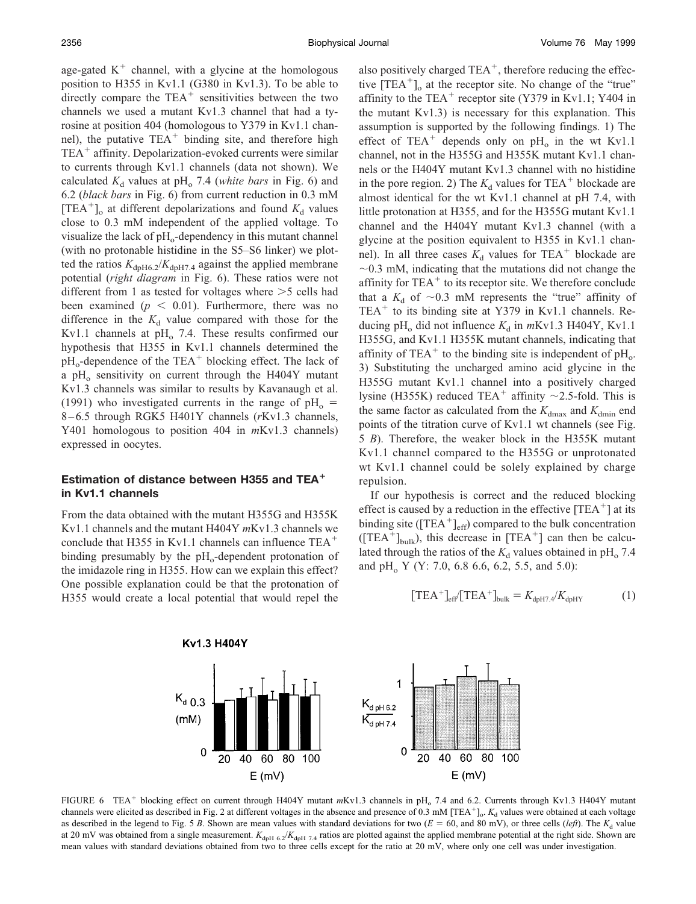age-gated $K^+$ channel, with a glycine at the homologous position to H355 in Kv1.1 (G380 in Kv1.3). To be able to directly compare the $TEA^+$ sensitivities between the two channels we used a mutant Kv1.3 channel that had a tyrosine at position 404 (homologous to Y379 in Kv1.1 channel), the putative $TEA^+$ binding site, and therefore high $TEA^+$ affinity. Depolarization-evoked currents were similar to currents through Kv1.1 channels (data not shown). We calculated $K_d$ values at $pH_o$ 7.4 (*white bars* in Fig. 6) and 6.2 (*black bars* in Fig. 6) from current reduction in 0.3 mM $[TEA^+]_o$ at different depolarizations and found $K_d$ values close to 0.3 mM independent of the applied voltage. To visualize the lack of $pH_o$-dependency in this mutant channel (with no protonable histidine in the S5–S6 linker) we plotted the ratios $K_{dpH6.2}/K_{dpH7.4}$ against the applied membrane potential (*right diagram* in Fig. 6). These ratios were not different from 1 as tested for voltages where >5 cells had been examined ($p < 0.01$). Furthermore, there was no difference in the $K_d$ value compared with those for the Kv1.1 channels at $pH_o$ 7.4. These results confirmed our hypothesis that H355 in Kv1.1 channels determined the $pH_o$-dependence of the $TEA^+$ blocking effect. The lack of a $pH_o$ sensitivity on current through the H404Y mutant Kv1.3 channels was similar to results by Kavanaugh et al. (1991) who investigated currents in the range of $pH_o$ = 8–6.5 through RGK5 H401Y channels (*r*Kv1.3 channels, Y401 homologous to position 404 in *m*Kv1.3 channels) expressed in oocytes.

### Estimation of distance between H355 and $TEA^+$ in Kv1.1 channels

From the data obtained with the mutant H355G and H355K Kv1.1 channels and the mutant H404Y *m*Kv1.3 channels we conclude that H355 in Kv1.1 channels can influence $TEA^+$ binding presumably by the $pH_o$-dependent protonation of the imidazole ring in H355. How can we explain this effect? One possible explanation could be that the protonation of H355 would create a local potential that would repel the also positively charged $TEA^+$, therefore reducing the effective $[TEA^+]_o$ at the receptor site. No change of the "true" affinity to the $TEA^+$ receptor site (Y379 in Kv1.1; Y404 in the mutant Kv1.3) is necessary for this explanation. This assumption is supported by the following findings. 1) The effect of $TEA^+$ depends only on $pH_o$ in the wt Kv1.1 channel, not in the H355G and H355K mutant Kv1.1 channels or the H404Y mutant Kv1.3 channel with no histidine in the pore region. 2) The $K_d$ values for $TEA^+$ blockade are almost identical for the wt Kv1.1 channel at pH 7.4, with little protonation at H355, and for the H355G mutant Kv1.1 channel and the H404Y mutant Kv1.3 channel (with a glycine at the position equivalent to H355 in Kv1.1 channel). In all three cases $K_d$ values for $TEA^+$ blockade are ~0.3 mM, indicating that the mutations did not change the affinity for $TEA^+$ to its receptor site. We therefore conclude that a $K_d$ of ~0.3 mM represents the "true" affinity of $TEA^+$ to its binding site at Y379 in Kv1.1 channels. Reducing $pH_o$ did not influence $K_d$ in *m*Kv1.3 H404Y, Kv1.1 H355G, and Kv1.1 H355K mutant channels, indicating that affinity of $TEA^+$ to the binding site is independent of $pH_o$. 3) Substituting the uncharged amino acid glycine in the H355G mutant Kv1.1 channel into a positively charged lysine (H355K) reduced $TEA^+$ affinity ~2.5-fold. This is the same factor as calculated from the $K_{dmax}$ and $K_{dmin}$ end points of the titration curve of Kv1.1 wt channels (see Fig. 5 *B*). Therefore, the weaker block in the H355K mutant Kv1.1 channel compared to the H355G or unprotonated wt Kv1.1 channel could be solely explained by charge repulsion.

If our hypothesis is correct and the reduced blocking effect is caused by a reduction in the effective $[TEA^+]$ at its binding site ($[TEA^+]_{eff}$) compared to the bulk concentration ($[TEA^+]_{bulk}$), this decrease in $[TEA^+]$ can then be calculated through the ratios of the $K_d$ values obtained in $pH_o$ 7.4 and $pH_o$ Y (Y: 7.0, 6.8 6.6, 6.2, 5.5, and 5.0):

$$[TEA^+]_{eff}/[TEA^+]_{bulk} = K_{dpH7.4}/K_{dpHY} \tag{1}$$

FIGURE 6 $TEA^+$ blocking effect on current through H404Y mutant *m*Kv1.3 channels in $pH_o$ 7.4 and 6.2. Currents through Kv1.3 H404Y mutant channels were elicited as described in Fig. 2 at different voltages in the absence and presence of 0.3 mM $[TEA^+]_o$. $K_d$ values were obtained at each voltage as described in the legend to Fig. 5 *B*. Shown are mean values with standard deviations for two ($E$ = 60, and 80 mV), or three cells (*left*). The $K_d$ value at 20 mV was obtained from a single measurement. $K_{dpH\ 6.2}/K_{dpH\ 7.4}$ ratios are plotted against the applied membrane potential at the right side. Shown are mean values with standard deviations obtained from two to three cells except for the ratio at 20 mV, where only one cell was under investigation.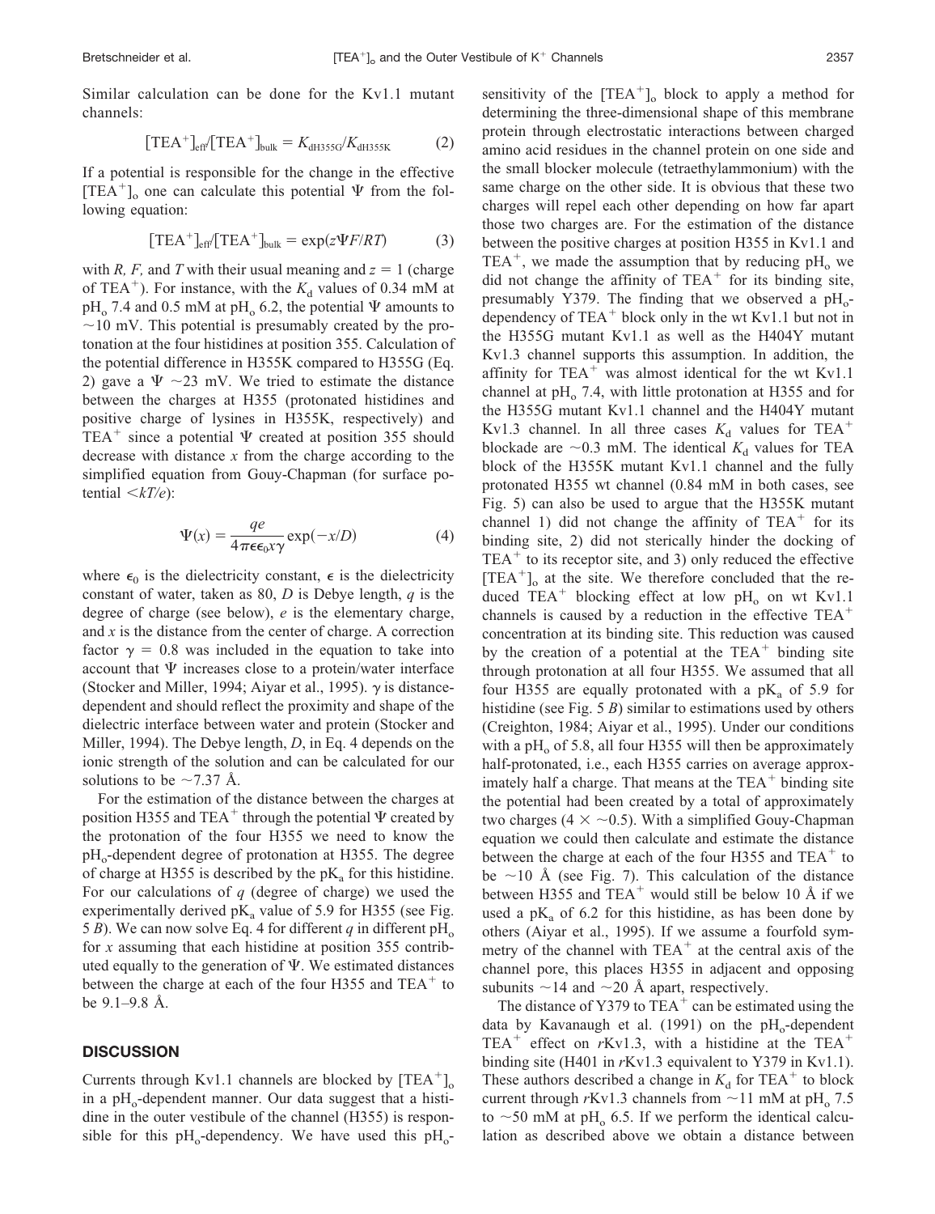Similar calculation can be done for the Kv1.1 mutant channels:

$$[\mathrm{TEA}^+]_{\mathrm{eff}}/[\mathrm{TEA}^+]_{\mathrm{bulk}} = K_{\mathrm{dH355G}}/K_{\mathrm{dH355K}} \tag{2}$$

If a potential is responsible for the change in the effective $[\mathrm{TEA}^+]_o$ one can calculate this potential $\Psi$ from the following equation:

$$[\mathrm{TEA}^+]_{\mathrm{eff}}/[\mathrm{TEA}^+]_{\mathrm{bulk}} = \exp(z\Psi F/RT) \tag{3}$$

with $R$, $F$, and $T$ with their usual meaning and $z = 1$ (charge of $\mathrm{TEA}^+$). For instance, with the $K_d$ values of 0.34 mM at $\mathrm{pH}_o$ 7.4 and 0.5 mM at $\mathrm{pH}_o$ 6.2, the potential $\Psi$ amounts to ~10 mV. This potential is presumably created by the protonation at the four histidines at position 355. Calculation of the potential difference in H355K compared to H355G (Eq. 2) gave a $\Psi$ ~23 mV. We tried to estimate the distance between the charges at H355 (protonated histidines and positive charge of lysines in H355K, respectively) and $\mathrm{TEA}^+$ since a potential $\Psi$ created at position 355 should decrease with distance $x$ from the charge according to the simplified equation from Gouy-Chapman (for surface potential $< kT/e$):

$$\Psi(x) = \frac{qe}{4\pi\epsilon\epsilon_0 x\gamma}\exp(-x/D) \tag{4}$$

where $\epsilon_0$ is the dielectricity constant, $\epsilon$ is the dielectricity constant of water, taken as 80, $D$ is Debye length, $q$ is the degree of charge (see below), $e$ is the elementary charge, and $x$ is the distance from the center of charge. A correction factor $\gamma = 0.8$ was included in the equation to take into account that $\Psi$ increases close to a protein/water interface (Stocker and Miller, 1994; Aiyar et al., 1995). $\gamma$ is distance-dependent and should reflect the proximity and shape of the dielectric interface between water and protein (Stocker and Miller, 1994). The Debye length, $D$, in Eq. 4 depends on the ionic strength of the solution and can be calculated for our solutions to be ~7.37 Å.

For the estimation of the distance between the charges at position H355 and $\mathrm{TEA}^+$ through the potential $\Psi$ created by the protonation of the four H355 we need to know the $\mathrm{pH}_o$-dependent degree of protonation at H355. The degree of charge at H355 is described by the $\mathrm{p}K_a$ for this histidine. For our calculations of $q$ (degree of charge) we used the experimentally derived $\mathrm{p}K_a$ value of 5.9 for H355 (see Fig. 5 *B*). We can now solve Eq. 4 for different $q$ in different $\mathrm{pH}_o$ for $x$ assuming that each histidine at position 355 contributed equally to the generation of $\Psi$. We estimated distances between the charge at each of the four H355 and $\mathrm{TEA}^+$ to be 9.1–9.8 Å.

## DISCUSSION

Currents through Kv1.1 channels are blocked by $[\mathrm{TEA}^+]_o$ in a $\mathrm{pH}_o$-dependent manner. Our data suggest that a histidine in the outer vestibule of the channel (H355) is responsible for this $\mathrm{pH}_o$-dependency. We have used this $\mathrm{pH}_o$-sensitivity of the $[\mathrm{TEA}^+]_o$ block to apply a method for determining the three-dimensional shape of this membrane protein through electrostatic interactions between charged amino acid residues in the channel protein on one side and the small blocker molecule (tetraethylammonium) with the same charge on the other side. It is obvious that these two charges will repel each other depending on how far apart those two charges are. For the estimation of the distance between the positive charges at position H355 in Kv1.1 and $\mathrm{TEA}^+$, we made the assumption that by reducing $\mathrm{pH}_o$ we did not change the affinity of $\mathrm{TEA}^+$ for its binding site, presumably Y379. The finding that we observed a $\mathrm{pH}_o$-dependency of $\mathrm{TEA}^+$ block only in the wt Kv1.1 but not in the H355G mutant Kv1.1 as well as the H404Y mutant Kv1.3 channel supports this assumption. In addition, the affinity for $\mathrm{TEA}^+$ was almost identical for the wt Kv1.1 channel at $\mathrm{pH}_o$ 7.4, with little protonation at H355 and for the H355G mutant Kv1.1 channel and the H404Y mutant Kv1.3 channel. In all three cases $K_d$ values for $\mathrm{TEA}^+$ blockade are ~0.3 mM. The identical $K_d$ values for TEA block of the H355K mutant Kv1.1 channel and the fully protonated H355 wt channel (0.84 mM in both cases, see Fig. 5) can also be used to argue that the H355K mutant channel 1) did not change the affinity of $\mathrm{TEA}^+$ for its binding site, 2) did not sterically hinder the docking of $\mathrm{TEA}^+$ to its receptor site, and 3) only reduced the effective $[\mathrm{TEA}^+]_o$ at the site. We therefore concluded that the reduced $\mathrm{TEA}^+$ blocking effect at low $\mathrm{pH}_o$ on wt Kv1.1 channels is caused by a reduction in the effective $\mathrm{TEA}^+$ concentration at its binding site. This reduction was caused by the creation of a potential at the $\mathrm{TEA}^+$ binding site through protonation at all four H355. We assumed that all four H355 are equally protonated with a $\mathrm{p}K_a$ of 5.9 for histidine (see Fig. 5 *B*) similar to estimations used by others (Creighton, 1984; Aiyar et al., 1995). Under our conditions with a $\mathrm{pH}_o$ of 5.8, all four H355 will then be approximately half-protonated, i.e., each H355 carries on average approximately half a charge. That means at the $\mathrm{TEA}^+$ binding site the potential had been created by a total of approximately two charges (4 × ~0.5). With a simplified Gouy-Chapman equation we could then calculate and estimate the distance between the charge at each of the four H355 and $\mathrm{TEA}^+$ to be ~10 Å (see Fig. 7). This calculation of the distance between H355 and $\mathrm{TEA}^+$ would still be below 10 Å if we used a $\mathrm{p}K_a$ of 6.2 for this histidine, as has been done by others (Aiyar et al., 1995). If we assume a fourfold symmetry of the channel with $\mathrm{TEA}^+$ at the central axis of the channel pore, this places H355 in adjacent and opposing subunits ~14 and ~20 Å apart, respectively.

The distance of Y379 to $\mathrm{TEA}^+$ can be estimated using the data by Kavanaugh et al. (1991) on the $\mathrm{pH}_o$-dependent $\mathrm{TEA}^+$ effect on *r*Kv1.3, with a histidine at the $\mathrm{TEA}^+$ binding site (H401 in *r*Kv1.3 equivalent to Y379 in Kv1.1). These authors described a change in $K_d$ for $\mathrm{TEA}^+$ to block current through *r*Kv1.3 channels from ~11 mM at $\mathrm{pH}_o$ 7.5 to ~50 mM at $\mathrm{pH}_o$ 6.5. If we perform the identical calculation as described above we obtain a distance between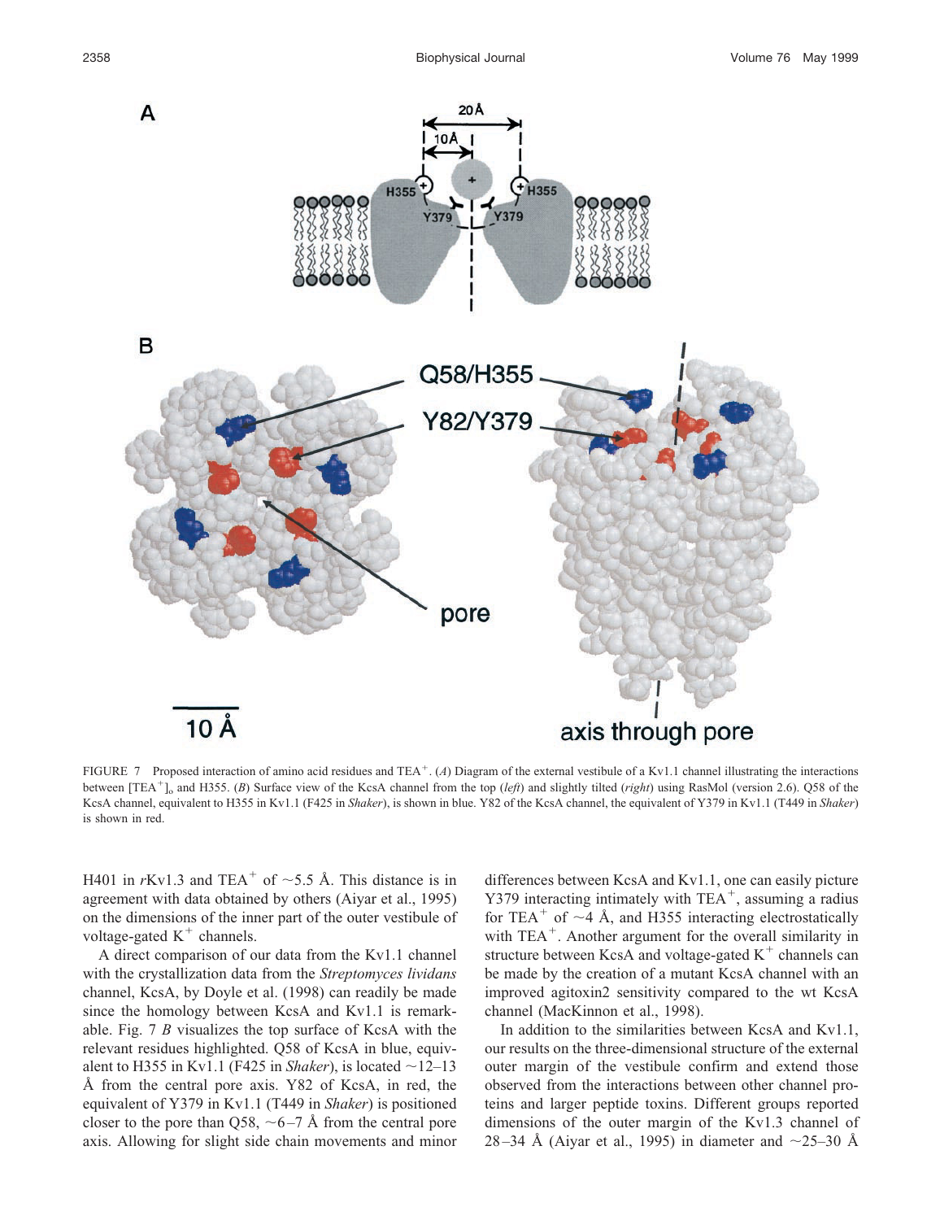FIGURE 7 Proposed interaction of amino acid residues and $TEA^+$. (*A*) Diagram of the external vestibule of a Kv1.1 channel illustrating the interactions between $[TEA^+]_o$ and H355. (*B*) Surface view of the KcsA channel from the top (*left*) and slightly tilted (*right*) using RasMol (version 2.6). Q58 of the KcsA channel, equivalent to H355 in Kv1.1 (F425 in *Shaker*), is shown in blue. Y82 of the KcsA channel, the equivalent of Y379 in Kv1.1 (T449 in *Shaker*) is shown in red.

H401 in *r*Kv1.3 and $TEA^+$ of ~5.5 Å. This distance is in agreement with data obtained by others (Aiyar et al., 1995) on the dimensions of the inner part of the outer vestibule of voltage-gated $K^+$ channels.

A direct comparison of our data from the Kv1.1 channel with the crystallization data from the *Streptomyces lividans* channel, KcsA, by Doyle et al. (1998) can readily be made since the homology between KcsA and Kv1.1 is remarkable. Fig. 7 *B* visualizes the top surface of KcsA with the relevant residues highlighted. Q58 of KcsA in blue, equivalent to H355 in Kv1.1 (F425 in *Shaker*), is located ~12–13 Å from the central pore axis. Y82 of KcsA, in red, the equivalent of Y379 in Kv1.1 (T449 in *Shaker*) is positioned closer to the pore than Q58, ~6–7 Å from the central pore axis. Allowing for slight side chain movements and minor differences between KcsA and Kv1.1, one can easily picture Y379 interacting intimately with $TEA^+$, assuming a radius for $TEA^+$ of ~4 Å, and H355 interacting electrostatically with $TEA^+$. Another argument for the overall similarity in structure between KcsA and voltage-gated $K^+$ channels can be made by the creation of a mutant KcsA channel with an improved agitoxin2 sensitivity compared to the wt KcsA channel (MacKinnon et al., 1998).

In addition to the similarities between KcsA and Kv1.1, our results on the three-dimensional structure of the external outer margin of the vestibule confirm and extend those observed from the interactions between other channel proteins and larger peptide toxins. Different groups reported dimensions of the outer margin of the Kv1.3 channel of 28–34 Å (Aiyar et al., 1995) in diameter and ~25–30 Å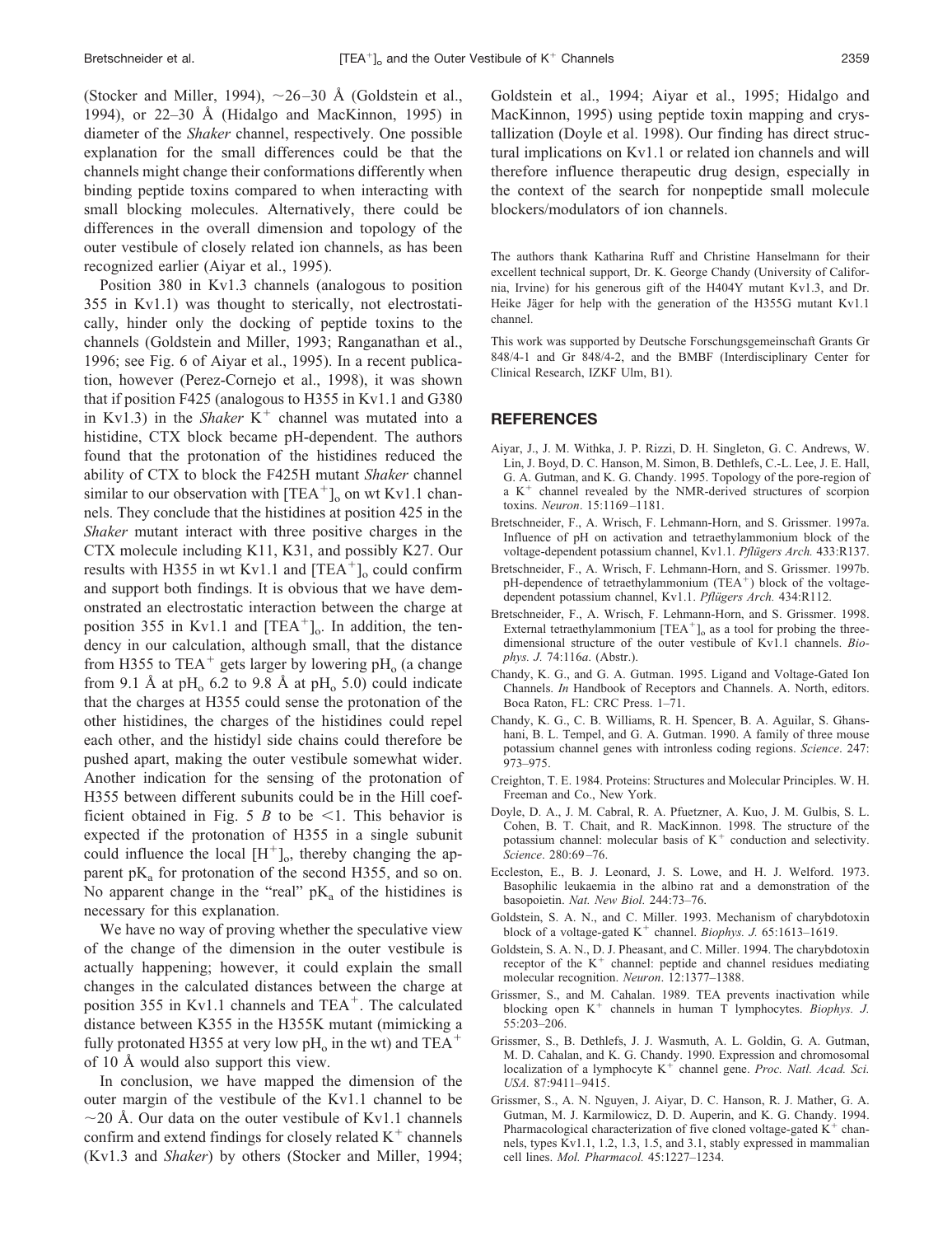(Stocker and Miller, 1994), ~26–30 Å (Goldstein et al., 1994), or 22–30 Å (Hidalgo and MacKinnon, 1995) in diameter of the *Shaker* channel, respectively. One possible explanation for the small differences could be that the channels might change their conformations differently when binding peptide toxins compared to when interacting with small blocking molecules. Alternatively, there could be differences in the overall dimension and topology of the outer vestibule of closely related ion channels, as has been recognized earlier (Aiyar et al., 1995).

Position 380 in Kv1.3 channels (analogous to position 355 in Kv1.1) was thought to sterically, not electrostatically, hinder only the docking of peptide toxins to the channels (Goldstein and Miller, 1993; Ranganathan et al., 1996; see Fig. 6 of Aiyar et al., 1995). In a recent publication, however (Perez-Cornejo et al., 1998), it was shown that if position F425 (analogous to H355 in Kv1.1 and G380 in Kv1.3) in the *Shaker* $K^+$ channel was mutated into a histidine, CTX block became pH-dependent. The authors found that the protonation of the histidines reduced the ability of CTX to block the F425H mutant *Shaker* channel similar to our observation with $[TEA^+]_o$ on wt Kv1.1 channels. They conclude that the histidines at position 425 in the *Shaker* mutant interact with three positive charges in the CTX molecule including K11, K31, and possibly K27. Our results with H355 in wt Kv1.1 and $[TEA^+]_o$ could confirm and support both findings. It is obvious that we have demonstrated an electrostatic interaction between the charge at position 355 in Kv1.1 and $[TEA^+]_o$. In addition, the tendency in our calculation, although small, that the distance from H355 to $TEA^+$ gets larger by lowering $pH_o$ (a change from 9.1 Å at $pH_o$ 6.2 to 9.8 Å at $pH_o$ 5.0) could indicate that the charges at H355 could sense the protonation of the other histidines, the charges of the histidines could repel each other, and the histidyl side chains could therefore be pushed apart, making the outer vestibule somewhat wider. Another indication for the sensing of the protonation of H355 between different subunits could be in the Hill coefficient obtained in Fig. 5 *B* to be <1. This behavior is expected if the protonation of H355 in a single subunit could influence the local $[H^+]_o$, thereby changing the apparent $pK_a$ for protonation of the second H355, and so on. No apparent change in the "real" $pK_a$ of the histidines is necessary for this explanation.

We have no way of proving whether the speculative view of the change of the dimension in the outer vestibule is actually happening; however, it could explain the small changes in the calculated distances between the charge at position 355 in Kv1.1 channels and $TEA^+$. The calculated distance between K355 in the H355K mutant (mimicking a fully protonated H355 at very low $pH_o$ in the wt) and $TEA^+$ of 10 Å would also support this view.

In conclusion, we have mapped the dimension of the outer margin of the vestibule of the Kv1.1 channel to be ~20 Å. Our data on the outer vestibule of Kv1.1 channels confirm and extend findings for closely related $K^+$ channels (Kv1.3 and *Shaker*) by others (Stocker and Miller, 1994; Goldstein et al., 1994; Aiyar et al., 1995; Hidalgo and MacKinnon, 1995) using peptide toxin mapping and crystallization (Doyle et al. 1998). Our finding has direct structural implications on Kv1.1 or related ion channels and will therefore influence therapeutic drug design, especially in the context of the search for nonpeptide small molecule blockers/modulators of ion channels.

The authors thank Katharina Ruff and Christine Hanselmann for their excellent technical support, Dr. K. George Chandy (University of California, Irvine) for his generous gift of the H404Y mutant Kv1.3, and Dr. Heike Jäger for help with the generation of the H355G mutant Kv1.1 channel.

This work was supported by Deutsche Forschungsgemeinschaft Grants Gr 848/4-1 and Gr 848/4-2, and the BMBF (Interdisciplinary Center for Clinical Research, IZKF Ulm, B1).

## REFERENCES

Aiyar, J., J. M. Withka, J. P. Rizzi, D. H. Singleton, G. C. Andrews, W. Lin, J. Boyd, D. C. Hanson, M. Simon, B. Dethlefs, C.-L. Lee, J. E. Hall, G. A. Gutman, and K. G. Chandy. 1995. Topology of the pore-region of a $K^+$ channel revealed by the NMR-derived structures of scorpion toxins. *Neuron*. 15:1169–1181.

Bretschneider, F., A. Wrisch, F. Lehmann-Horn, and S. Grissmer. 1997a. Influence of pH on activation and tetraethylammonium block of the voltage-dependent potassium channel, Kv1.1. *Pflügers Arch.* 433:R137.

Bretschneider, F., A. Wrisch, F. Lehmann-Horn, and S. Grissmer. 1997b. pH-dependence of tetraethylammonium ($TEA^+$) block of the voltage-dependent potassium channel, Kv1.1. *Pflügers Arch.* 434:R112.

Bretschneider, F., A. Wrisch, F. Lehmann-Horn, and S. Grissmer. 1998. External tetraethylammonium $[TEA^+]_o$ as a tool for probing the three-dimensional structure of the outer vestibule of Kv1.1 channels. *Biophys. J.* 74:116*a*. (Abstr.).

Chandy, K. G., and G. A. Gutman. 1995. Ligand and Voltage-Gated Ion Channels. *In* Handbook of Receptors and Channels. A. North, editors. Boca Raton, FL: CRC Press. 1–71.

Chandy, K. G., C. B. Williams, R. H. Spencer, B. A. Aguilar, S. Ghanshani, B. L. Tempel, and G. A. Gutman. 1990. A family of three mouse potassium channel genes with intronless coding regions. *Science*. 247: 973–975.

Creighton, T. E. 1984. Proteins: Structures and Molecular Principles. W. H. Freeman and Co., New York.

Doyle, D. A., J. M. Cabral, R. A. Pfuetzner, A. Kuo, J. M. Gulbis, S. L. Cohen, B. T. Chait, and R. MacKinnon. 1998. The structure of the potassium channel: molecular basis of $K^+$ conduction and selectivity. *Science*. 280:69–76.

Eccleston, E., B. J. Leonard, J. S. Lowe, and H. J. Welford. 1973. Basophilic leukaemia in the albino rat and a demonstration of the basopoietin. *Nat. New Biol.* 244:73–76.

Goldstein, S. A. N., and C. Miller. 1993. Mechanism of charybdotoxin block of a voltage-gated $K^+$ channel. *Biophys. J.* 65:1613–1619.

Goldstein, S. A. N., D. J. Pheasant, and C. Miller. 1994. The charybdotoxin receptor of the $K^+$ channel: peptide and channel residues mediating molecular recognition. *Neuron*. 12:1377–1388.

Grissmer, S., and M. Cahalan. 1989. TEA prevents inactivation while blocking open $K^+$ channels in human T lymphocytes. *Biophys. J.* 55:203–206.

Grissmer, S., B. Dethlefs, J. J. Wasmuth, A. L. Goldin, G. A. Gutman, M. D. Cahalan, and K. G. Chandy. 1990. Expression and chromosomal localization of a lymphocyte $K^+$ channel gene. *Proc. Natl. Acad. Sci. USA*. 87:9411–9415.

Grissmer, S., A. N. Nguyen, J. Aiyar, D. C. Hanson, R. J. Mather, G. A. Gutman, M. J. Karmilowicz, D. D. Auperin, and K. G. Chandy. 1994. Pharmacological characterization of five cloned voltage-gated $K^+$ channels, types Kv1.1, 1.2, 1.3, 1.5, and 3.1, stably expressed in mammalian cell lines. *Mol. Pharmacol.* 45:1227–1234.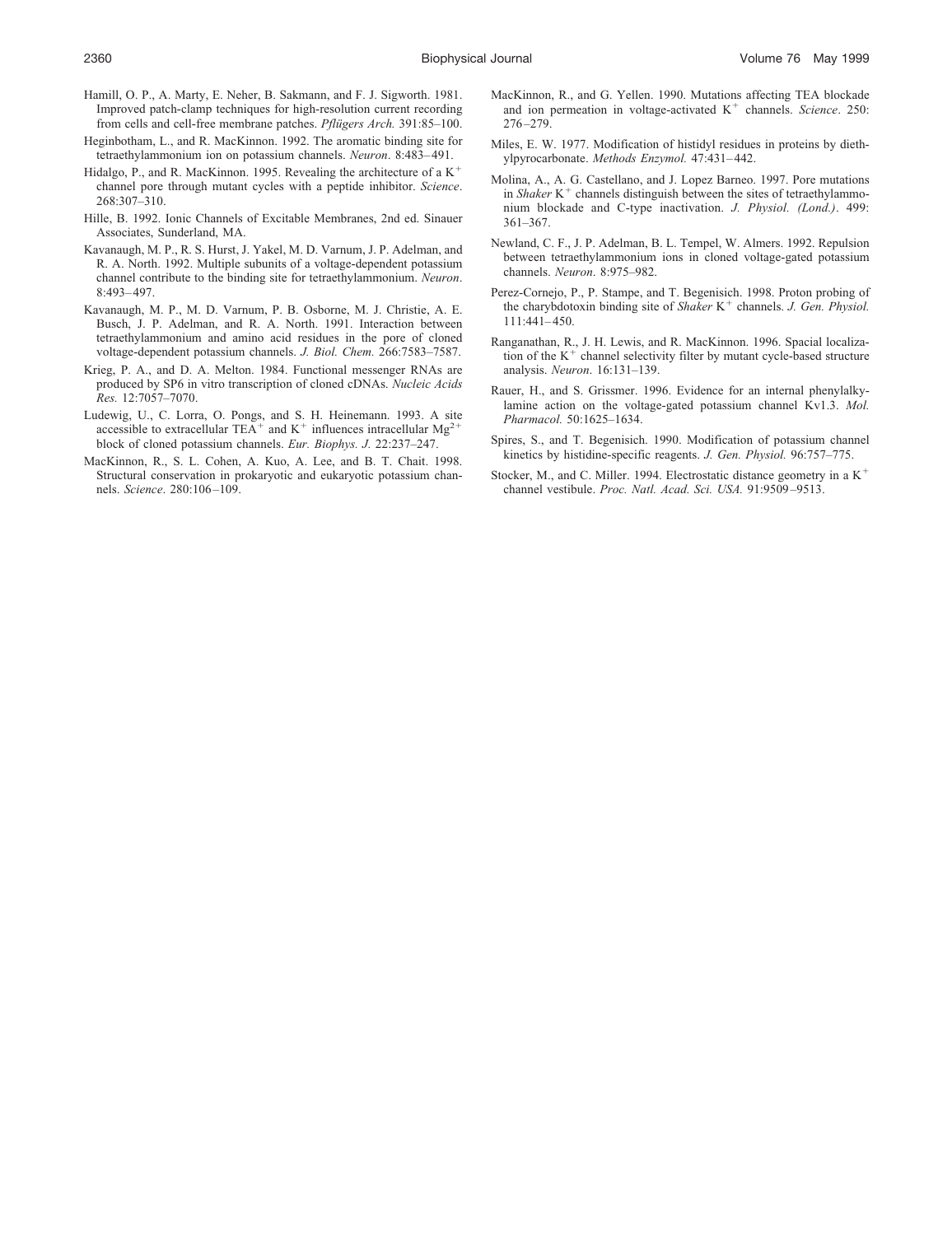Hamill, O. P., A. Marty, E. Neher, B. Sakmann, and F. J. Sigworth. 1981. Improved patch-clamp techniques for high-resolution current recording from cells and cell-free membrane patches. *Pflügers Arch.* 391:85–100.

Heginbotham, L., and R. MacKinnon. 1992. The aromatic binding site for tetraethylammonium ion on potassium channels. *Neuron*. 8:483–491.

Hidalgo, P., and R. MacKinnon. 1995. Revealing the architecture of a $K^+$ channel pore through mutant cycles with a peptide inhibitor. *Science*. 268:307–310.

Hille, B. 1992. Ionic Channels of Excitable Membranes, 2nd ed. Sinauer Associates, Sunderland, MA.

Kavanaugh, M. P., R. S. Hurst, J. Yakel, M. D. Varnum, J. P. Adelman, and R. A. North. 1992. Multiple subunits of a voltage-dependent potassium channel contribute to the binding site for tetraethylammonium. *Neuron*. 8:493–497.

Kavanaugh, M. P., M. D. Varnum, P. B. Osborne, M. J. Christie, A. E. Busch, J. P. Adelman, and R. A. North. 1991. Interaction between tetraethylammonium and amino acid residues in the pore of cloned voltage-dependent potassium channels. *J. Biol. Chem.* 266:7583–7587.

Krieg, P. A., and D. A. Melton. 1984. Functional messenger RNAs are produced by SP6 in vitro transcription of cloned cDNAs. *Nucleic Acids Res.* 12:7057–7070.

Ludewig, U., C. Lorra, O. Pongs, and S. H. Heinemann. 1993. A site accessible to extracellular $TEA^+$ and $K^+$ influences intracellular $Mg^{2+}$ block of cloned potassium channels. *Eur. Biophys. J.* 22:237–247.

MacKinnon, R., S. L. Cohen, A. Kuo, A. Lee, and B. T. Chait. 1998. Structural conservation in prokaryotic and eukaryotic potassium channels. *Science*. 280:106–109.

MacKinnon, R., and G. Yellen. 1990. Mutations affecting TEA blockade and ion permeation in voltage-activated $K^+$ channels. *Science*. 250: 276–279.

Miles, E. W. 1977. Modification of histidyl residues in proteins by diethylpyrocarbonate. *Methods Enzymol.* 47:431–442.

Molina, A., A. G. Castellano, and J. Lopez Barneo. 1997. Pore mutations in *Shaker* $K^+$ channels distinguish between the sites of tetraethylammonium blockade and C-type inactivation. *J. Physiol. (Lond.)*. 499: 361–367.

Newland, C. F., J. P. Adelman, B. L. Tempel, W. Almers. 1992. Repulsion between tetraethylammonium ions in cloned voltage-gated potassium channels. *Neuron*. 8:975–982.

Perez-Cornejo, P., P. Stampe, and T. Begenisich. 1998. Proton probing of the charybdotoxin binding site of *Shaker* $K^+$ channels. *J. Gen. Physiol.* 111:441–450.

Ranganathan, R., J. H. Lewis, and R. MacKinnon. 1996. Spacial localization of the $K^+$ channel selectivity filter by mutant cycle-based structure analysis. *Neuron*. 16:131–139.

Rauer, H., and S. Grissmer. 1996. Evidence for an internal phenylalkylamine action on the voltage-gated potassium channel Kv1.3. *Mol. Pharmacol.* 50:1625–1634.

Spires, S., and T. Begenisich. 1990. Modification of potassium channel kinetics by histidine-specific reagents. *J. Gen. Physiol.* 96:757–775.

Stocker, M., and C. Miller. 1994. Electrostatic distance geometry in a $K^+$ channel vestibule. *Proc. Natl. Acad. Sci. USA.* 91:9509–9513.